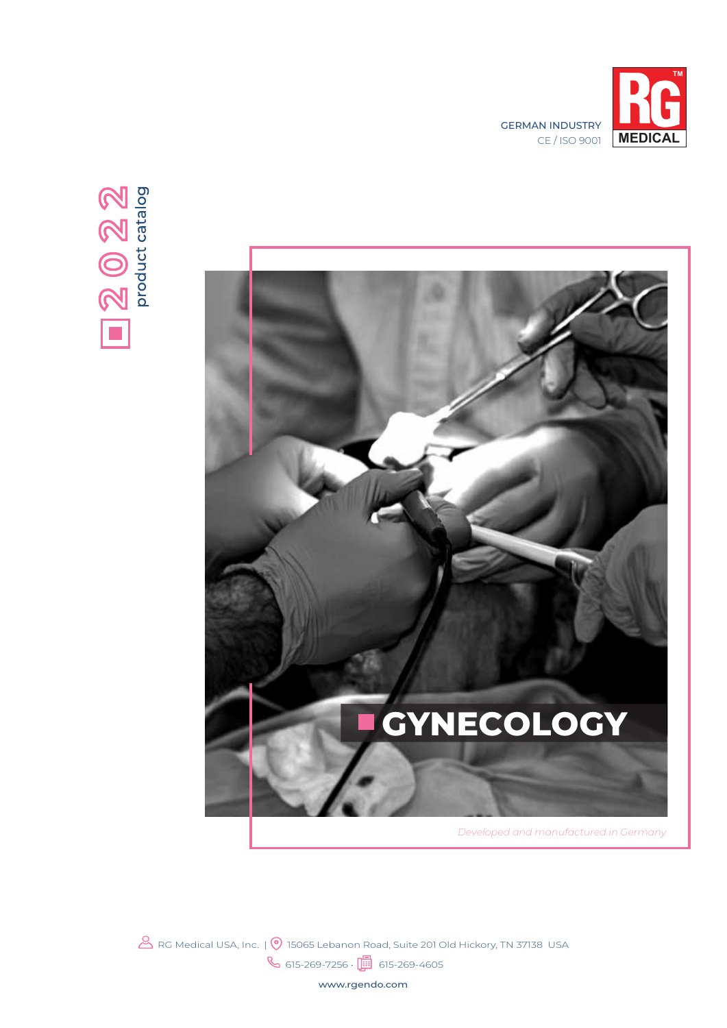GERMAN INDUSTRY
CE / ISO 9001

RG™ MEDICAL

2022 product catalog

# GYNECOLOGY

*Developed and manufactured in Germany*

RG Medical USA, Inc. | 15065 Lebanon Road, Suite 201 Old Hickory, TN 37138 USA

615-269-7256 · 615-269-4605

www.rgendo.com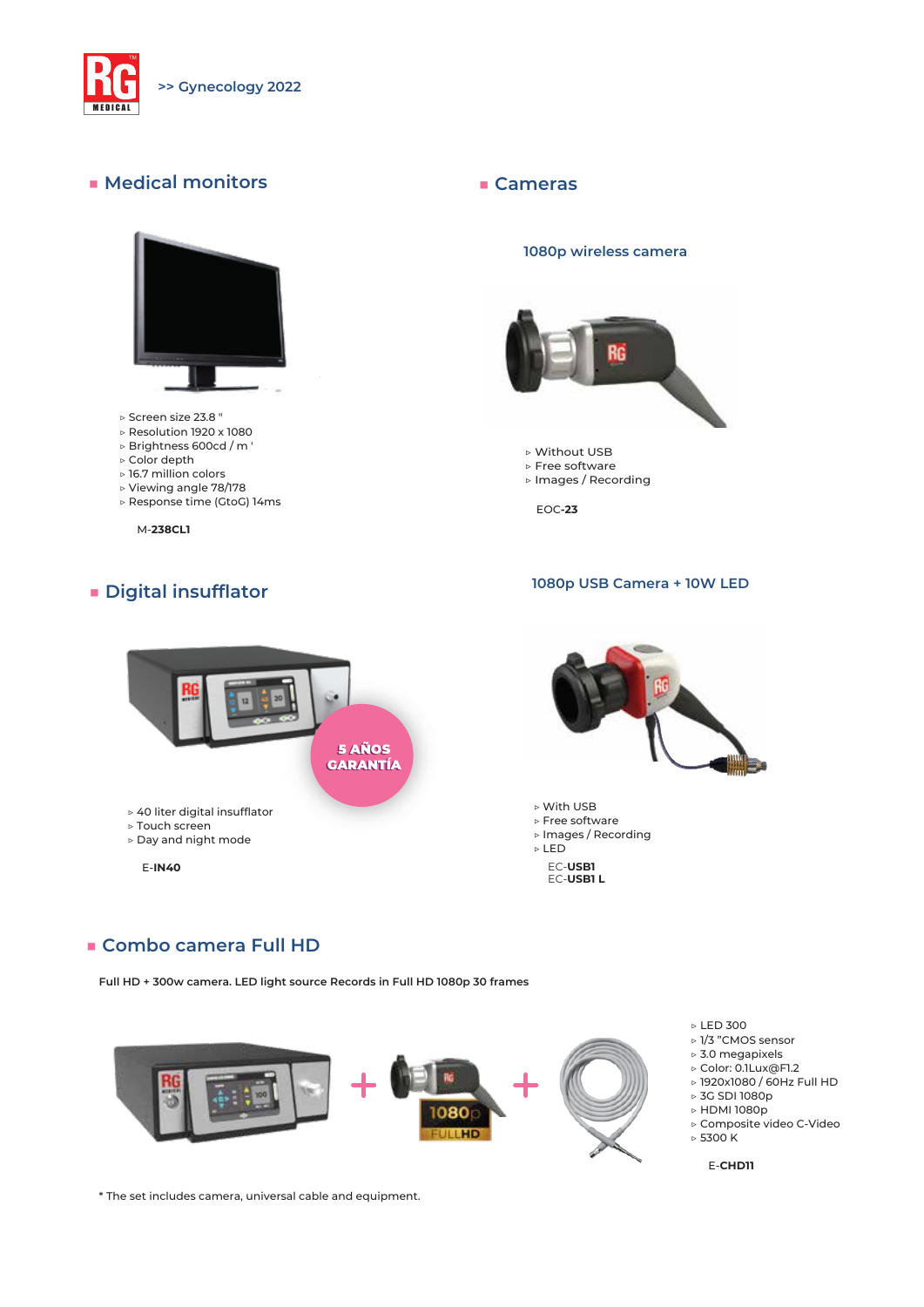>> Gynecology 2022

## Medical monitors

- Screen size 23.8 "
- Resolution 1920 x 1080
- Brightness 600cd / m '
- Color depth
- 16.7 million colors
- Viewing angle 78/178
- Response time (GtoG) 14ms

M-**238CL1**

## Digital insufflator

5 AÑOS GARANTÍA

- 40 liter digital insufflator
- Touch screen
- Day and night mode

E-**IN40**

## Cameras

### 1080p wireless camera

- Without USB
- Free software
- Images / Recording

EOC-**23**

### 1080p USB Camera + 10W LED

- With USB
- Free software
- Images / Recording
- LED

EC-**USB1**
EC-**USB1 L**

## Combo camera Full HD

**Full HD + 300w camera. LED light source Records in Full HD 1080p 30 frames**

- LED 300
- 1/3 "CMOS sensor
- 3.0 megapixels
- Color: 0.1Lux@F1.2
- 1920x1080 / 60Hz Full HD
- 3G SDI 1080p
- HDMI 1080p
- Composite video C-Video
- 5300 K

E-**CHD11**

* The set includes camera, universal cable and equipment.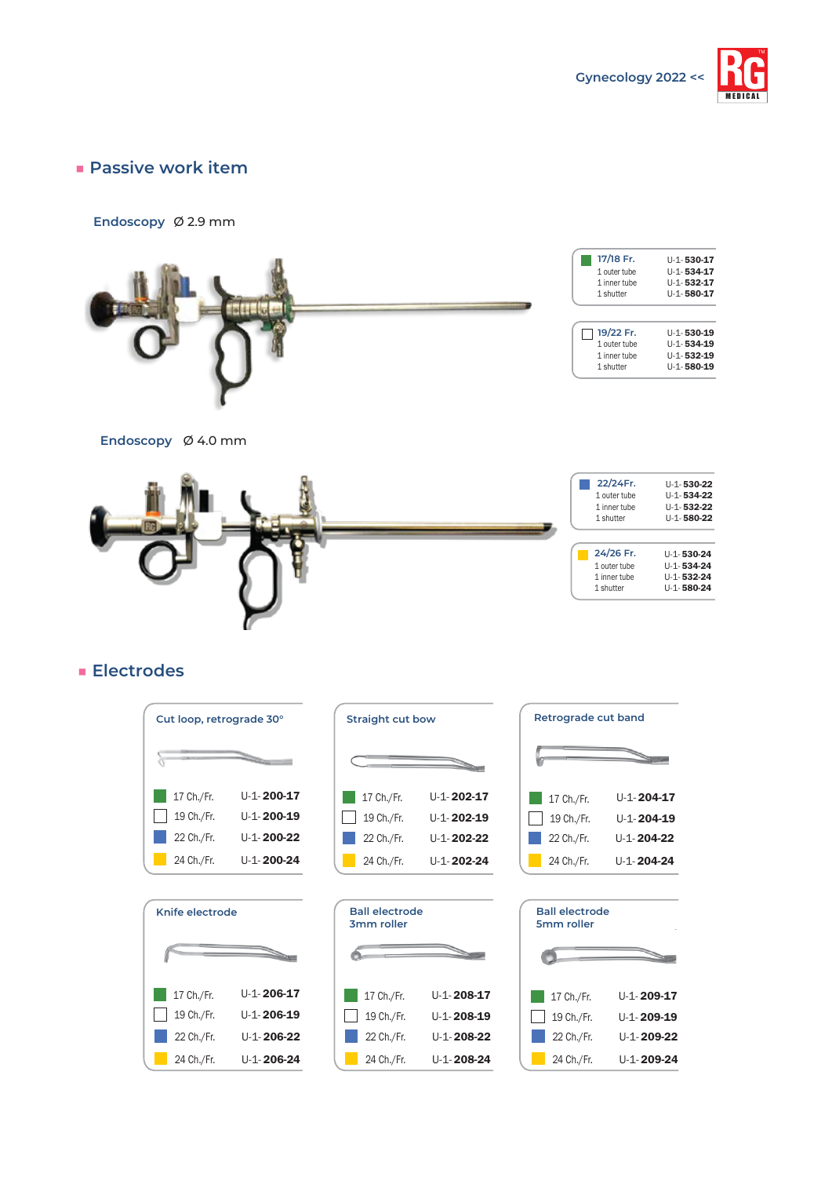## Passive work item

### Endoscopy Ø 2.9 mm

| 17/18 Fr. (green) | |
|---|---|
| 1 outer tube | U-1-530-17 |
| 1 inner tube | U-1-534-17 |
| 1 inner tube | U-1-532-17 |
| 1 shutter | U-1-580-17 |

| 19/22 Fr. (white) | |
|---|---|
| 1 outer tube | U-1-530-19 |
| 1 inner tube | U-1-534-19 |
| 1 inner tube | U-1-532-19 |
| 1 shutter | U-1-580-19 |

### Endoscopy Ø 4.0 mm

| 22/24Fr. (blue) | |
|---|---|
| 1 outer tube | U-1-530-22 |
| 1 inner tube | U-1-534-22 |
| 1 inner tube | U-1-532-22 |
| 1 shutter | U-1-580-22 |

| 24/26 Fr. (yellow) | |
|---|---|
| 1 outer tube | U-1-530-24 |
| 1 inner tube | U-1-534-24 |
| 1 inner tube | U-1-532-24 |
| 1 shutter | U-1-580-24 |

## Electrodes

### Cut loop, retrograde 30°

| Size | Ref. |
|---|---|
| 17 Ch./Fr. | U-1-200-17 |
| 19 Ch./Fr. | U-1-200-19 |
| 22 Ch./Fr. | U-1-200-22 |
| 24 Ch./Fr. | U-1-200-24 |

### Straight cut bow

| Size | Ref. |
|---|---|
| 17 Ch./Fr. | U-1-202-17 |
| 19 Ch./Fr. | U-1-202-19 |
| 22 Ch./Fr. | U-1-202-22 |
| 24 Ch./Fr. | U-1-202-24 |

### Retrograde cut band

| Size | Ref. |
|---|---|
| 17 Ch./Fr. | U-1-204-17 |
| 19 Ch./Fr. | U-1-204-19 |
| 22 Ch./Fr. | U-1-204-22 |
| 24 Ch./Fr. | U-1-204-24 |

### Knife electrode

| Size | Ref. |
|---|---|
| 17 Ch./Fr. | U-1-206-17 |
| 19 Ch./Fr. | U-1-206-19 |
| 22 Ch./Fr. | U-1-206-22 |
| 24 Ch./Fr. | U-1-206-24 |

### Ball electrode 3mm roller

| Size | Ref. |
|---|---|
| 17 Ch./Fr. | U-1-208-17 |
| 19 Ch./Fr. | U-1-208-19 |
| 22 Ch./Fr. | U-1-208-22 |
| 24 Ch./Fr. | U-1-208-24 |

### Ball electrode 5mm roller

| Size | Ref. |
|---|---|
| 17 Ch./Fr. | U-1-209-17 |
| 19 Ch./Fr. | U-1-209-19 |
| 22 Ch./Fr. | U-1-209-22 |
| 24 Ch./Fr. | U-1-209-24 |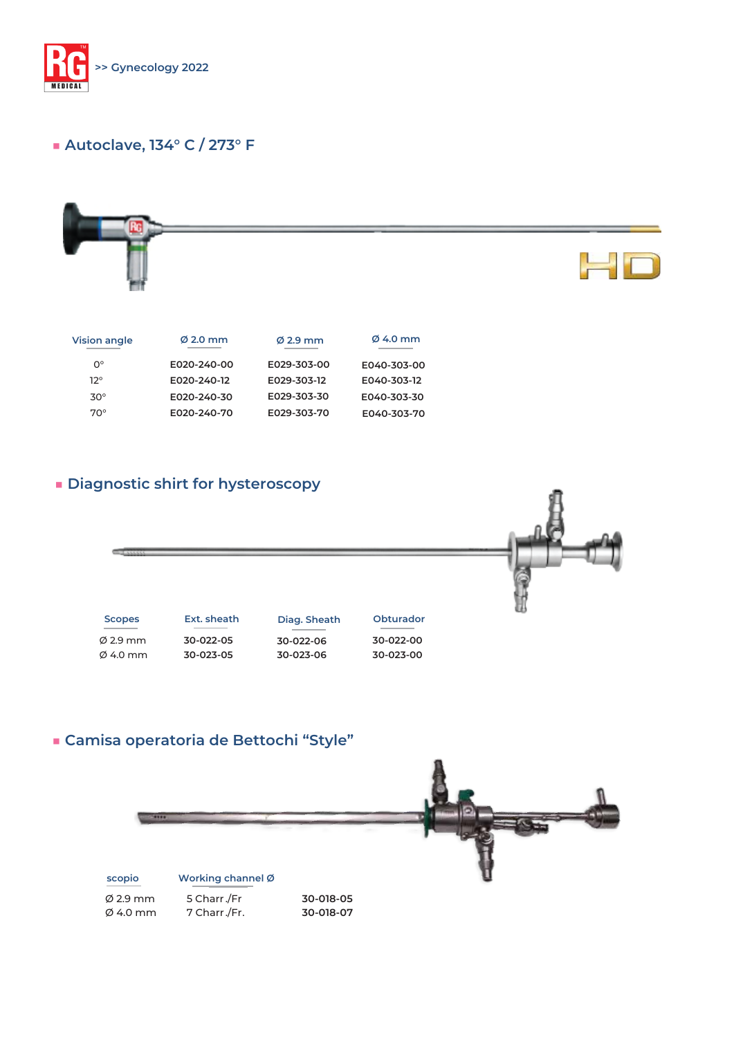## Autoclave, 134° C / 273° F

HD

| Vision angle | Ø 2.0 mm | Ø 2.9 mm | Ø 4.0 mm |
|---|---|---|---|
| 0° | E020-240-00 | E029-303-00 | E040-303-00 |
| 12° | E020-240-12 | E029-303-12 | E040-303-12 |
| 30° | E020-240-30 | E029-303-30 | E040-303-30 |
| 70° | E020-240-70 | E029-303-70 | E040-303-70 |

## Diagnostic shirt for hysteroscopy

| Scopes | Ext. sheath | Diag. Sheath | Obturador |
|---|---|---|---|
| Ø 2.9 mm | 30-022-05 | 30-022-06 | 30-022-00 |
| Ø 4.0 mm | 30-023-05 | 30-023-06 | 30-023-00 |

## Camisa operatoria de Bettochi “Style”

| scopio | Working channel Ø | |
|---|---|---|
| Ø 2.9 mm | 5 Charr./Fr | 30-018-05 |
| Ø 4.0 mm | 7 Charr./Fr. | 30-018-07 |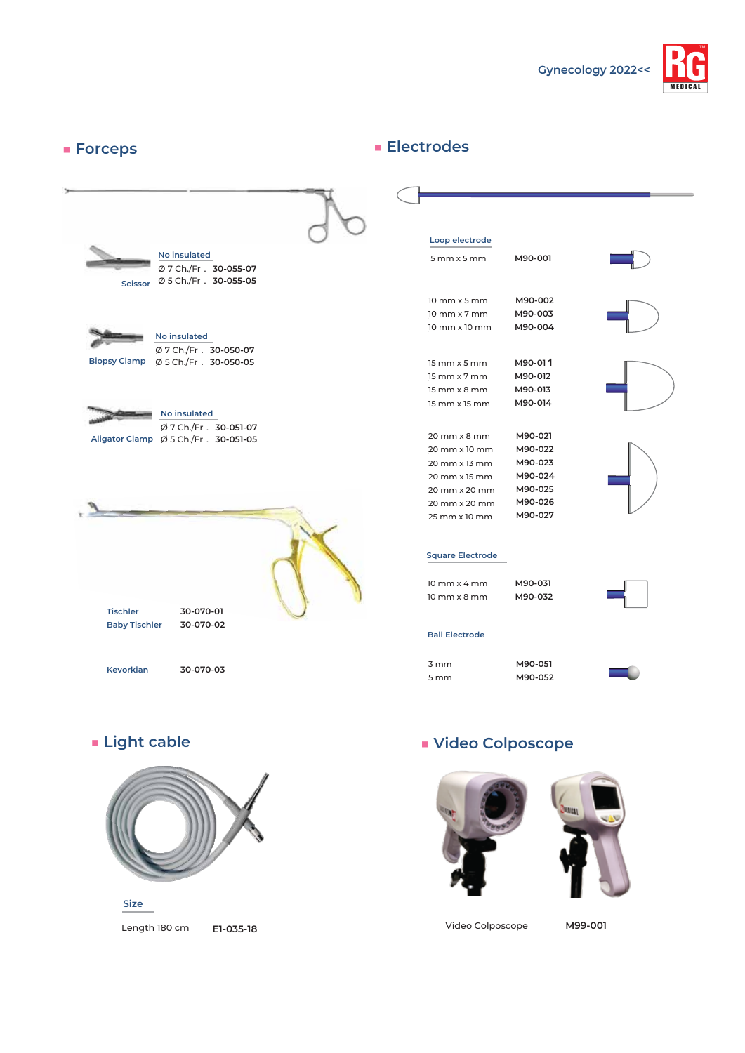## Forceps

**Scissor**

No insulated

| | |
|---|---|
| Ø 7 Ch./Fr . | 30-055-07 |
| Ø 5 Ch./Fr . | 30-055-05 |

**Biopsy Clamp**

No insulated

| | |
|---|---|
| Ø 7 Ch./Fr . | 30-050-07 |
| Ø 5 Ch./Fr . | 30-050-05 |

**Aligator Clamp**

No insulated

| | |
|---|---|
| Ø 7 Ch./Fr . | 30-051-07 |
| Ø 5 Ch./Fr . | 30-051-05 |

| | |
|---|---|
| Tischler | 30-070-01 |
| Baby Tischler | 30-070-02 |
| Kevorkian | 30-070-03 |

## Electrodes

**Loop electrode**

| | |
|---|---|
| 5 mm x 5 mm | M90-001 |
| 10 mm x 5 mm | M90-002 |
| 10 mm x 7 mm | M90-003 |
| 10 mm x 10 mm | M90-004 |
| 15 mm x 5 mm | M90-011 |
| 15 mm x 7 mm | M90-012 |
| 15 mm x 8 mm | M90-013 |
| 15 mm x 15 mm | M90-014 |
| 20 mm x 8 mm | M90-021 |
| 20 mm x 10 mm | M90-022 |
| 20 mm x 13 mm | M90-023 |
| 20 mm x 15 mm | M90-024 |
| 20 mm x 20 mm | M90-025 |
| 20 mm x 20 mm | M90-026 |
| 25 mm x 10 mm | M90-027 |

**Square Electrode**

| | |
|---|---|
| 10 mm x 4 mm | M90-031 |
| 10 mm x 8 mm | M90-032 |

**Ball Electrode**

| | |
|---|---|
| 3 mm | M90-051 |
| 5 mm | M90-052 |

## Light cable

**Size**

| | |
|---|---|
| Length 180 cm | E1-035-18 |

## Video Colposcope

| | |
|---|---|
| Video Colposcope | M99-001 |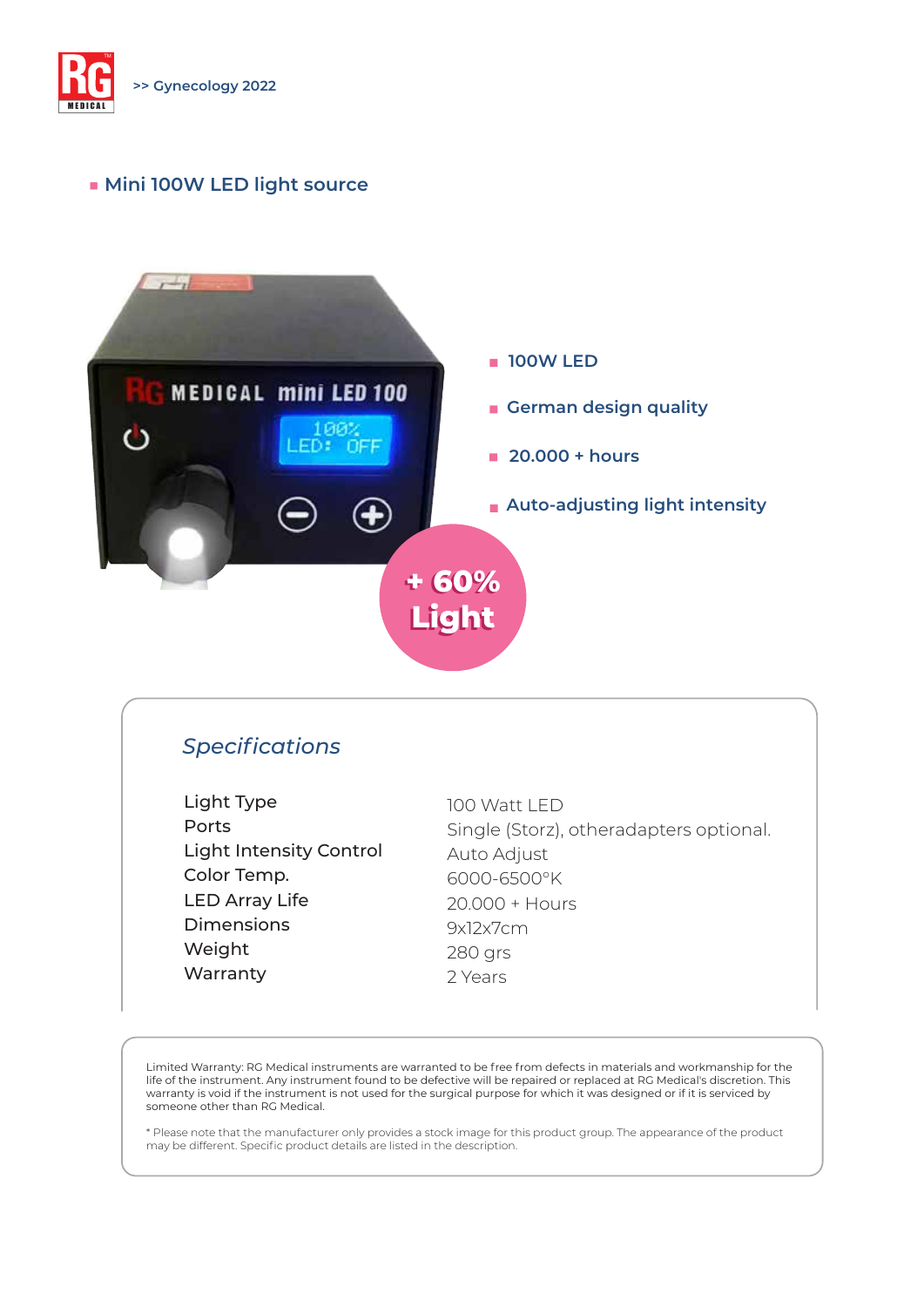>> Gynecology 2022

## Mini 100W LED light source

- 100W LED
- German design quality
- 20.000 + hours
- Auto-adjusting light intensity

+ 60% Light

### *Specifications*

| | |
|---|---|
| Light Type | 100 Watt LED |
| Ports | Single (Storz), otheradapters optional. |
| Light Intensity Control | Auto Adjust |
| Color Temp. | 6000-6500°K |
| LED Array Life | 20.000 + Hours |
| Dimensions | 9x12x7cm |
| Weight | 280 grs |
| Warranty | 2 Years |

Limited Warranty: RG Medical instruments are warranted to be free from defects in materials and workmanship for the life of the instrument. Any instrument found to be defective will be repaired or replaced at RG Medical's discretion. This warranty is void if the instrument is not used for the surgical purpose for which it was designed or if it is serviced by someone other than RG Medical.

* Please note that the manufacturer only provides a stock image for this product group. The appearance of the product may be different. Specific product details are listed in the description.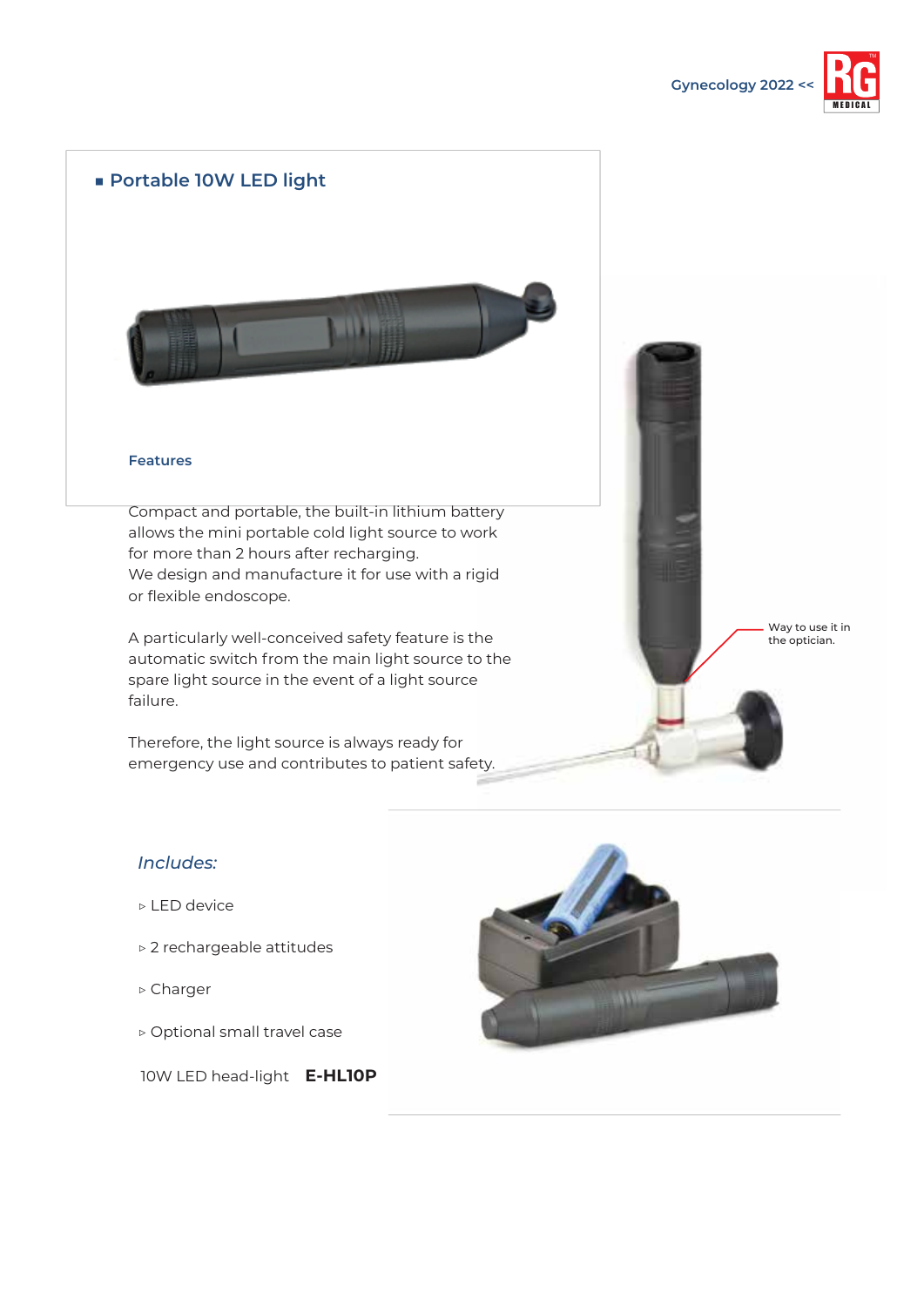## Portable 10W LED light

### Features

Compact and portable, the built-in lithium battery allows the mini portable cold light source to work for more than 2 hours after recharging.
We design and manufacture it for use with a rigid or flexible endoscope.

A particularly well-conceived safety feature is the automatic switch from the main light source to the spare light source in the event of a light source failure.

Therefore, the light source is always ready for emergency use and contributes to patient safety.

Way to use it in the optician.

### *Includes:*

- LED device
- 2 rechargeable attitudes
- Charger
- Optional small travel case

10W LED head-light **E-HL10P**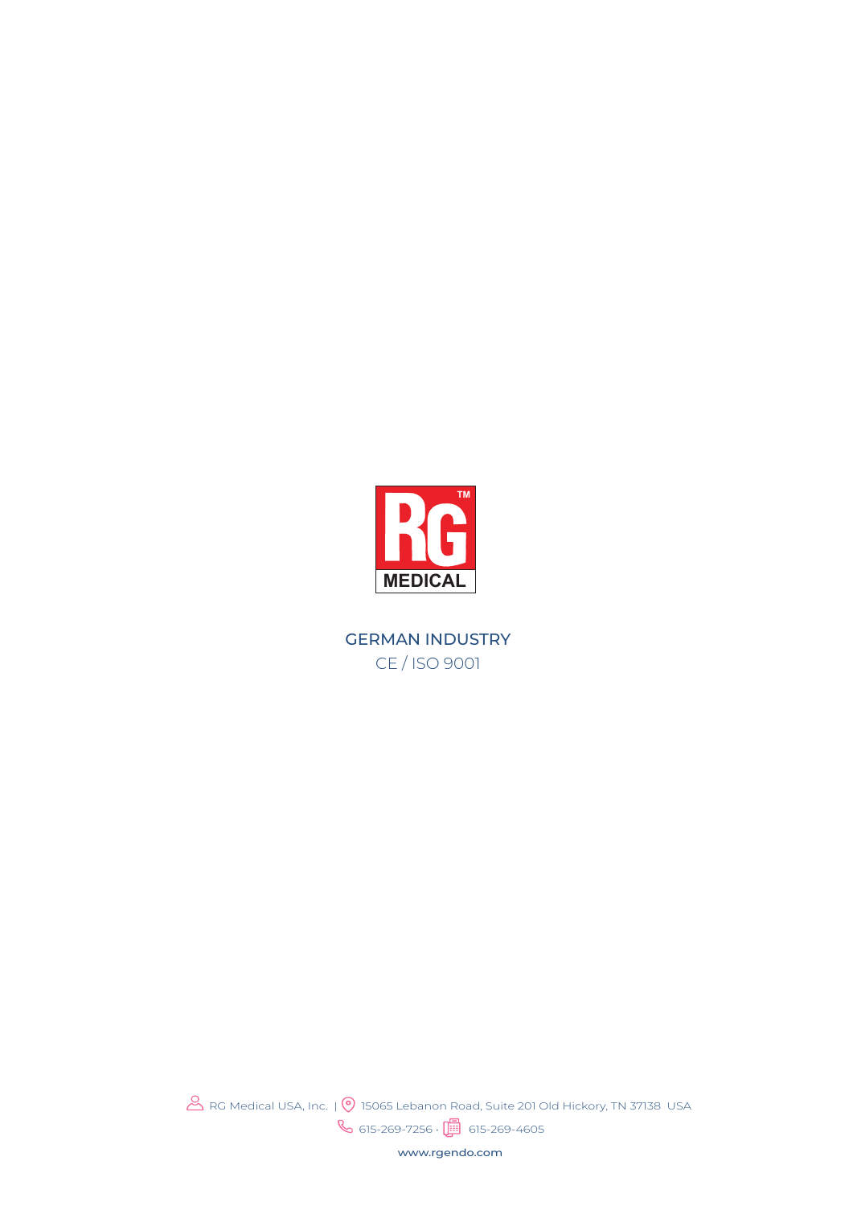RG™
MEDICAL

GERMAN INDUSTRY
CE / ISO 9001

RG Medical USA, Inc. | 15065 Lebanon Road, Suite 201 Old Hickory, TN 37138 USA
615-269-7256 · 615-269-4605
www.rgendo.com